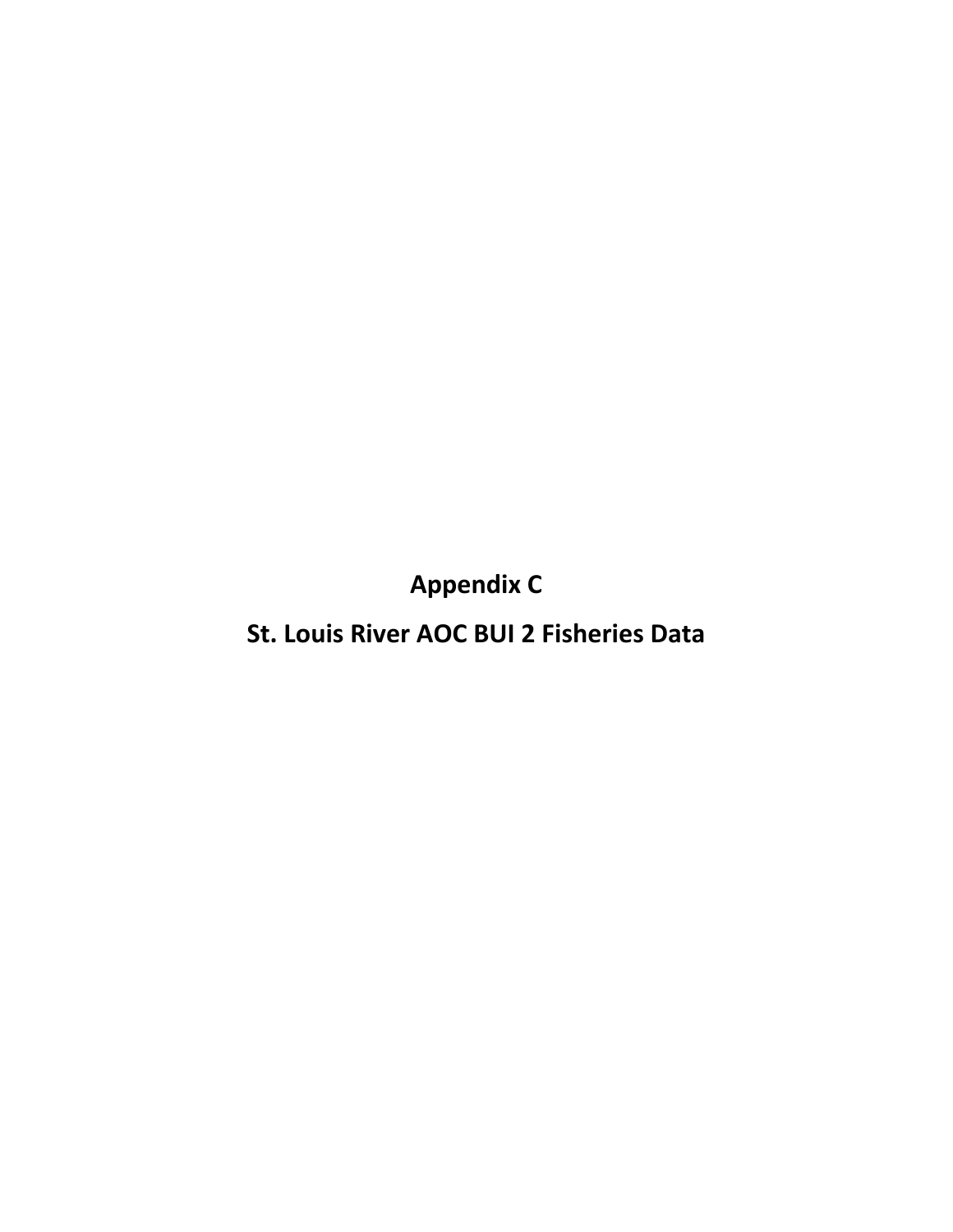# Appendix C

# St. Louis River AOC BUI 2 Fisheries Data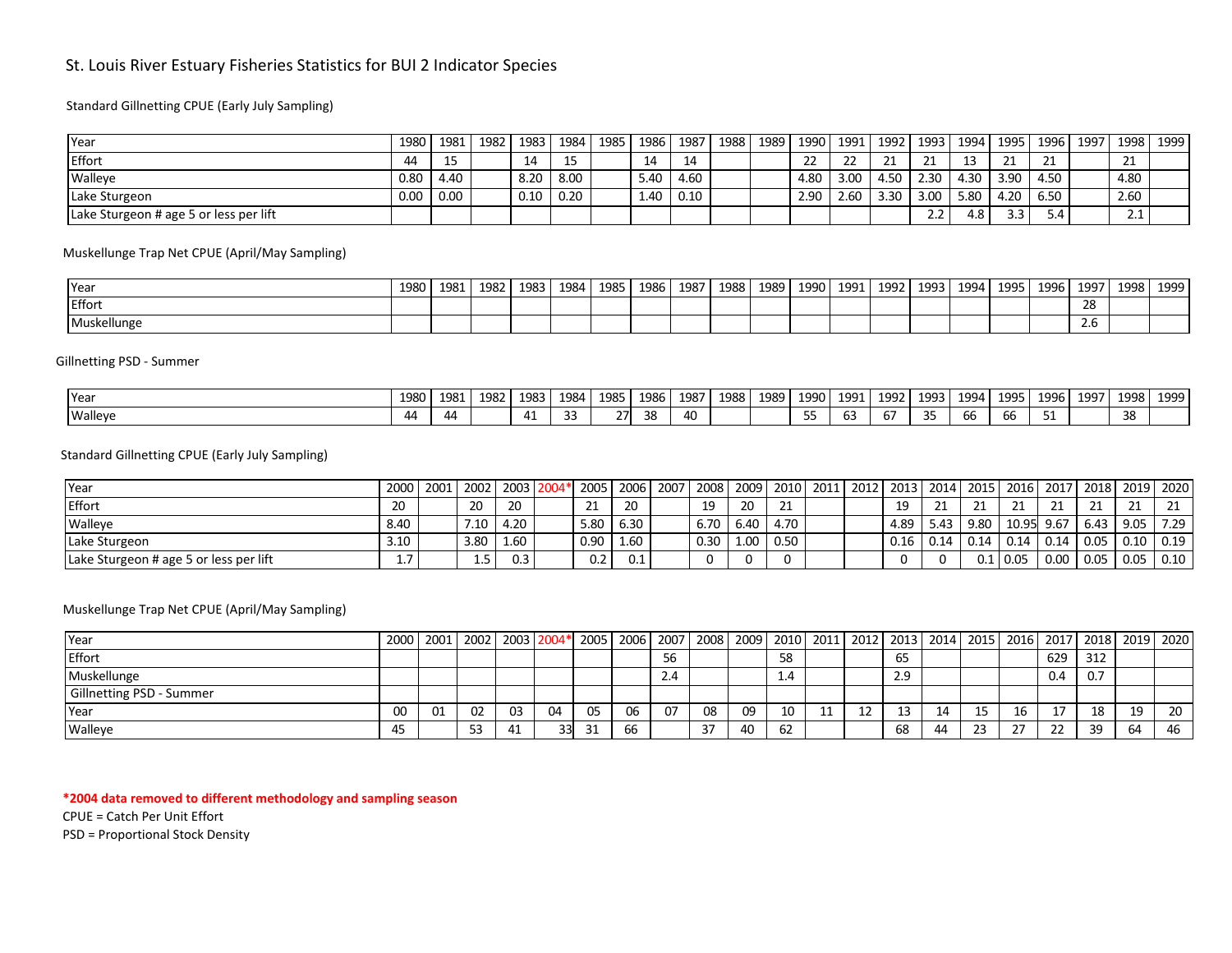# St. Louis River Estuary Fisheries Statistics for BUI 2 Indicator Species

Standard Gillnetting CPUE (Early July Sampling)

| Year | 1980 | 1981 | 1982 | 1983 | 1984 | 1985 | 1986 | 1987 | 1988 | 1989 | 1990 | 1991 | 1992 | 1993 | 1994 | 1995 | 1996 | 1997 | 1998 | 1999 |
|---|---|---|---|---|---|---|---|---|---|---|---|---|---|---|---|---|---|---|---|---|
| Effort | 44 | 15 | | 14 | 15 | | 14 | 14 | | | 22 | 22 | 21 | 21 | 13 | 21 | 21 | | 21 | |
| Walleye | 0.80 | 4.40 | | 8.20 | 8.00 | | 5.40 | 4.60 | | | 4.80 | 3.00 | 4.50 | 2.30 | 4.30 | 3.90 | 4.50 | | 4.80 | |
| Lake Sturgeon | 0.00 | 0.00 | | 0.10 | 0.20 | | 1.40 | 0.10 | | | 2.90 | 2.60 | 3.30 | 3.00 | 5.80 | 4.20 | 6.50 | | 2.60 | |
| Lake Sturgeon # age 5 or less per lift | | | | | | | | | | | | | | 2.2 | 4.8 | 3.3 | 5.4 | | 2.1 | |

Muskellunge Trap Net CPUE (April/May Sampling)

| Year | 1980 | 1981 | 1982 | 1983 | 1984 | 1985 | 1986 | 1987 | 1988 | 1989 | 1990 | 1991 | 1992 | 1993 | 1994 | 1995 | 1996 | 1997 | 1998 | 1999 |
|---|---|---|---|---|---|---|---|---|---|---|---|---|---|---|---|---|---|---|---|---|
| Effort | | | | | | | | | | | | | | | | | | 28 | | |
| Muskellunge | | | | | | | | | | | | | | | | | | 2.6 | | |

Gillnetting PSD - Summer

| Year | 1980 | 1981 | 1982 | 1983 | 1984 | 1985 | 1986 | 1987 | 1988 | 1989 | 1990 | 1991 | 1992 | 1993 | 1994 | 1995 | 1996 | 1997 | 1998 | 1999 |
|---|---|---|---|---|---|---|---|---|---|---|---|---|---|---|---|---|---|---|---|---|
| Walleye | 44 | 44 | | 41 | 33 | 27 | 38 | 40 | | | 55 | 63 | 67 | 35 | 66 | 66 | 51 | | 38 | |

Standard Gillnetting CPUE (Early July Sampling)

| Year | 2000 | 2001 | 2002 | 2003 | 2004* | 2005 | 2006 | 2007 | 2008 | 2009 | 2010 | 2011 | 2012 | 2013 | 2014 | 2015 | 2016 | 2017 | 2018 | 2019 | 2020 |
|---|---|---|---|---|---|---|---|---|---|---|---|---|---|---|---|---|---|---|---|---|---|
| Effort | 20 | | 20 | 20 | | 21 | 20 | | 19 | 20 | 21 | | | 19 | 21 | 21 | 21 | 21 | 21 | 21 | 21 |
| Walleye | 8.40 | | 7.10 | 4.20 | | 5.80 | 6.30 | | 6.70 | 6.40 | 4.70 | | | 4.89 | 5.43 | 9.80 | 10.95 | 9.67 | 6.43 | 9.05 | 7.29 |
| Lake Sturgeon | 3.10 | | 3.80 | 1.60 | | 0.90 | 1.60 | | 0.30 | 1.00 | 0.50 | | | 0.16 | 0.14 | 0.14 | 0.14 | 0.14 | 0.05 | 0.10 | 0.19 |
| Lake Sturgeon # age 5 or less per lift | 1.7 | | 1.5 | 0.3 | | 0.2 | 0.1 | | 0 | 0 | 0 | | | 0 | 0 | 0.1 | 0.05 | 0.00 | 0.05 | 0.05 | 0.10 |

Muskellunge Trap Net CPUE (April/May Sampling)

| Year | 2000 | 2001 | 2002 | 2003 | 2004* | 2005 | 2006 | 2007 | 2008 | 2009 | 2010 | 2011 | 2012 | 2013 | 2014 | 2015 | 2016 | 2017 | 2018 | 2019 | 2020 |
|---|---|---|---|---|---|---|---|---|---|---|---|---|---|---|---|---|---|---|---|---|---|
| Effort | | | | | | | | 56 | | | 58 | | | 65 | | | | 629 | 312 | | |
| Muskellunge | | | | | | | | 2.4 | | | 1.4 | | | 2.9 | | | | 0.4 | 0.7 | | |
| Gillnetting PSD - Summer | | | | | | | | | | | | | | | | | | | | | |
| Year | 00 | 01 | 02 | 03 | 04 | 05 | 06 | 07 | 08 | 09 | 10 | 11 | 12 | 13 | 14 | 15 | 16 | 17 | 18 | 19 | 20 |
| Walleye | 45 | | 53 | 41 | 33 | 31 | 66 | | 37 | 40 | 62 | | | 68 | 44 | 23 | 27 | 22 | 39 | 64 | 46 |

***2004 data removed to different methodology and sampling season**

CPUE = Catch Per Unit Effort

PSD = Proportional Stock Density